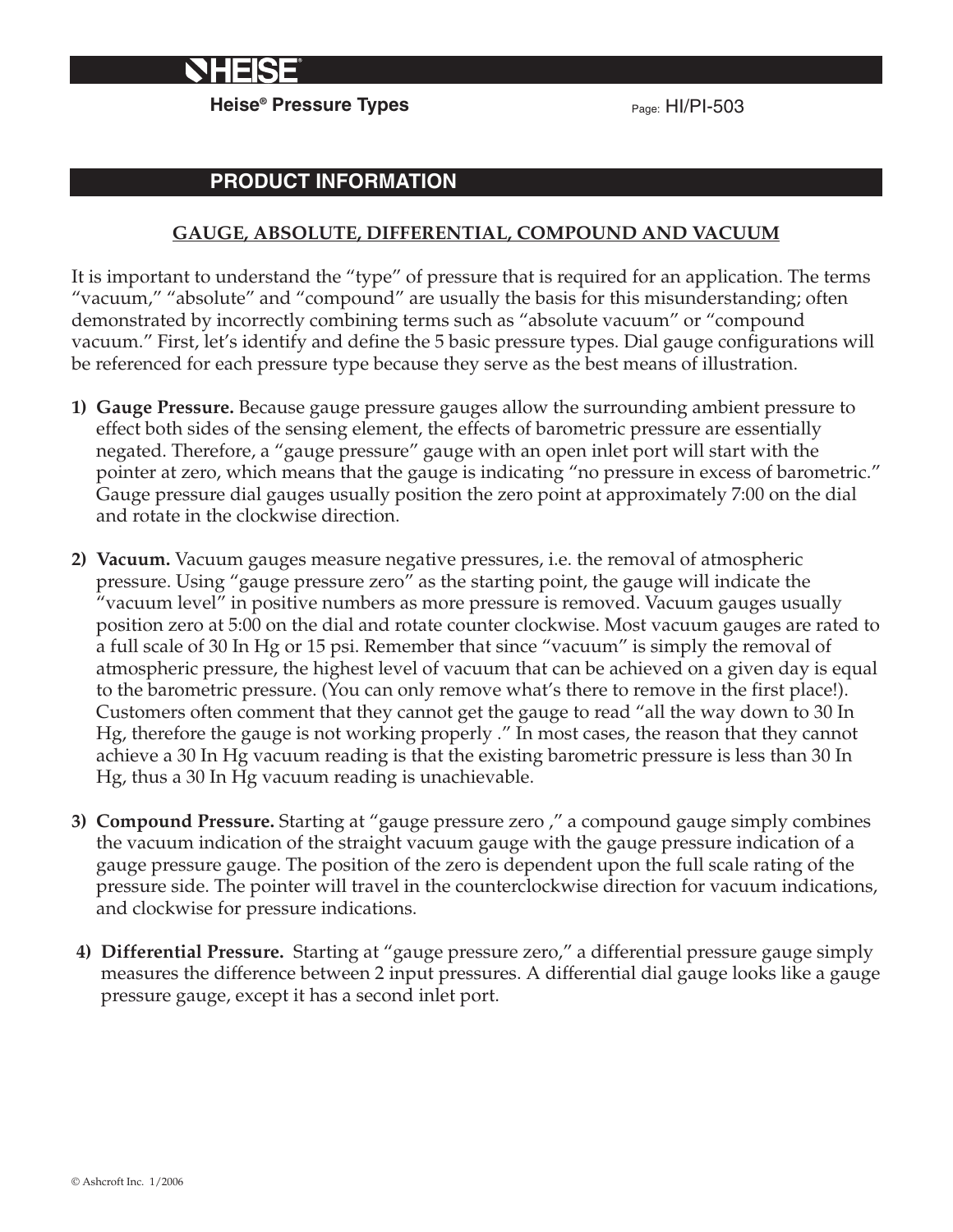# Heise® Pressure Types

Page: HI/PI-503

## PRODUCT INFORMATION

### GAUGE, ABSOLUTE, DIFFERENTIAL, COMPOUND AND VACUUM

It is important to understand the "type" of pressure that is required for an application. The terms "vacuum," "absolute" and "compound" are usually the basis for this misunderstanding; often demonstrated by incorrectly combining terms such as "absolute vacuum" or "compound vacuum." First, let's identify and define the 5 basic pressure types. Dial gauge configurations will be referenced for each pressure type because they serve as the best means of illustration.

1) **Gauge Pressure.** Because gauge pressure gauges allow the surrounding ambient pressure to effect both sides of the sensing element, the effects of barometric pressure are essentially negated. Therefore, a "gauge pressure" gauge with an open inlet port will start with the pointer at zero, which means that the gauge is indicating "no pressure in excess of barometric." Gauge pressure dial gauges usually position the zero point at approximately 7:00 on the dial and rotate in the clockwise direction.

2) **Vacuum.** Vacuum gauges measure negative pressures, i.e. the removal of atmospheric pressure. Using "gauge pressure zero" as the starting point, the gauge will indicate the "vacuum level" in positive numbers as more pressure is removed. Vacuum gauges usually position zero at 5:00 on the dial and rotate counter clockwise. Most vacuum gauges are rated to a full scale of 30 In Hg or 15 psi. Remember that since "vacuum" is simply the removal of atmospheric pressure, the highest level of vacuum that can be achieved on a given day is equal to the barometric pressure. (You can only remove what's there to remove in the first place!). Customers often comment that they cannot get the gauge to read "all the way down to 30 In Hg, therefore the gauge is not working properly ." In most cases, the reason that they cannot achieve a 30 In Hg vacuum reading is that the existing barometric pressure is less than 30 In Hg, thus a 30 In Hg vacuum reading is unachievable.

3) **Compound Pressure.** Starting at "gauge pressure zero ," a compound gauge simply combines the vacuum indication of the straight vacuum gauge with the gauge pressure indication of a gauge pressure gauge. The position of the zero is dependent upon the full scale rating of the pressure side. The pointer will travel in the counterclockwise direction for vacuum indications, and clockwise for pressure indications.

4) **Differential Pressure.** Starting at "gauge pressure zero," a differential pressure gauge simply measures the difference between 2 input pressures. A differential dial gauge looks like a gauge pressure gauge, except it has a second inlet port.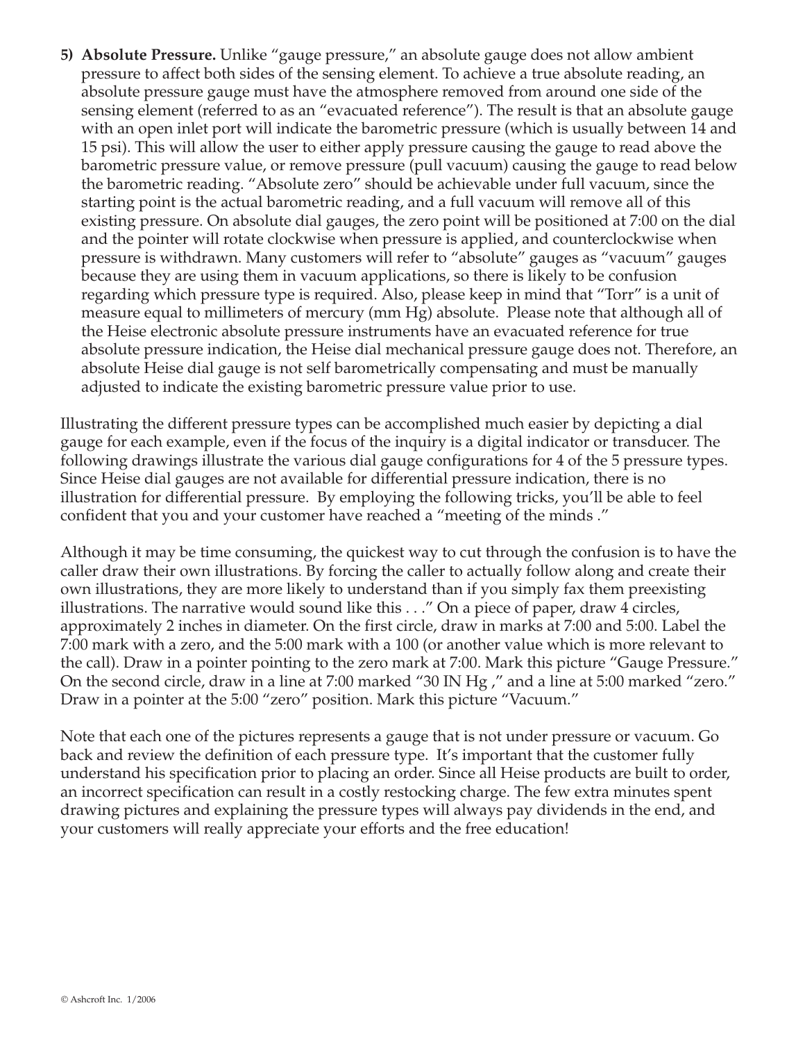5) **Absolute Pressure.** Unlike "gauge pressure," an absolute gauge does not allow ambient pressure to affect both sides of the sensing element. To achieve a true absolute reading, an absolute pressure gauge must have the atmosphere removed from around one side of the sensing element (referred to as an "evacuated reference"). The result is that an absolute gauge with an open inlet port will indicate the barometric pressure (which is usually between 14 and 15 psi). This will allow the user to either apply pressure causing the gauge to read above the barometric pressure value, or remove pressure (pull vacuum) causing the gauge to read below the barometric reading. "Absolute zero" should be achievable under full vacuum, since the starting point is the actual barometric reading, and a full vacuum will remove all of this existing pressure. On absolute dial gauges, the zero point will be positioned at 7:00 on the dial and the pointer will rotate clockwise when pressure is applied, and counterclockwise when pressure is withdrawn. Many customers will refer to "absolute" gauges as "vacuum" gauges because they are using them in vacuum applications, so there is likely to be confusion regarding which pressure type is required. Also, please keep in mind that "Torr" is a unit of measure equal to millimeters of mercury (mm Hg) absolute. Please note that although all of the Heise electronic absolute pressure instruments have an evacuated reference for true absolute pressure indication, the Heise dial mechanical pressure gauge does not. Therefore, an absolute Heise dial gauge is not self barometrically compensating and must be manually adjusted to indicate the existing barometric pressure value prior to use.

Illustrating the different pressure types can be accomplished much easier by depicting a dial gauge for each example, even if the focus of the inquiry is a digital indicator or transducer. The following drawings illustrate the various dial gauge configurations for 4 of the 5 pressure types. Since Heise dial gauges are not available for differential pressure indication, there is no illustration for differential pressure. By employing the following tricks, you'll be able to feel confident that you and your customer have reached a "meeting of the minds ."

Although it may be time consuming, the quickest way to cut through the confusion is to have the caller draw their own illustrations. By forcing the caller to actually follow along and create their own illustrations, they are more likely to understand than if you simply fax them preexisting illustrations. The narrative would sound like this . . ." On a piece of paper, draw 4 circles, approximately 2 inches in diameter. On the first circle, draw in marks at 7:00 and 5:00. Label the 7:00 mark with a zero, and the 5:00 mark with a 100 (or another value which is more relevant to the call). Draw in a pointer pointing to the zero mark at 7:00. Mark this picture "Gauge Pressure." On the second circle, draw in a line at 7:00 marked "30 IN Hg ," and a line at 5:00 marked "zero." Draw in a pointer at the 5:00 "zero" position. Mark this picture "Vacuum."

Note that each one of the pictures represents a gauge that is not under pressure or vacuum. Go back and review the definition of each pressure type. It's important that the customer fully understand his specification prior to placing an order. Since all Heise products are built to order, an incorrect specification can result in a costly restocking charge. The few extra minutes spent drawing pictures and explaining the pressure types will always pay dividends in the end, and your customers will really appreciate your efforts and the free education!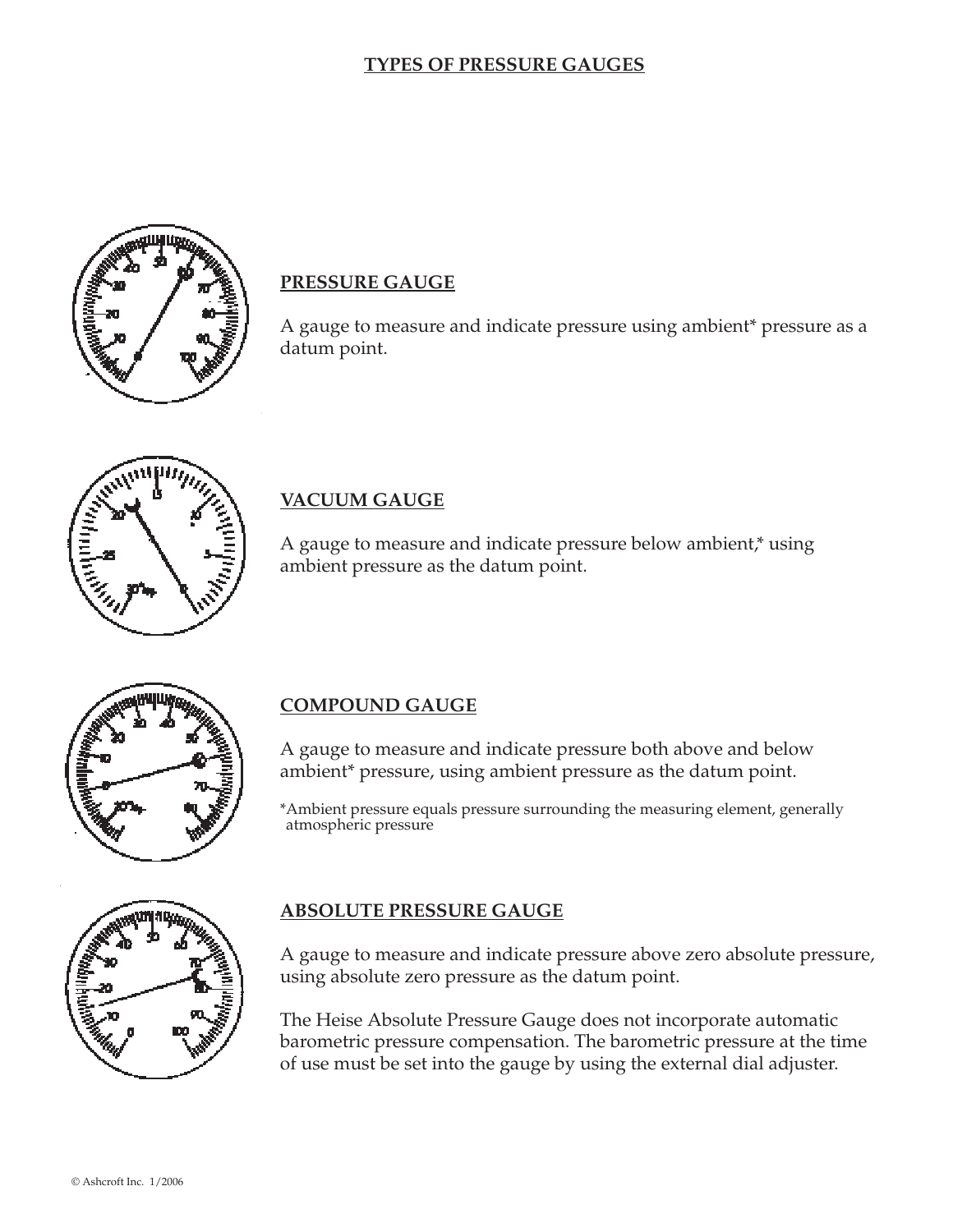# TYPES OF PRESSURE GAUGES

## PRESSURE GAUGE

A gauge to measure and indicate pressure using ambient* pressure as a datum point.

## VACUUM GAUGE

A gauge to measure and indicate pressure below ambient,* using ambient pressure as the datum point.

## COMPOUND GAUGE

A gauge to measure and indicate pressure both above and below ambient* pressure, using ambient pressure as the datum point.

*Ambient pressure equals pressure surrounding the measuring element, generally atmospheric pressure

## ABSOLUTE PRESSURE GAUGE

A gauge to measure and indicate pressure above zero absolute pressure, using absolute zero pressure as the datum point.

The Heise Absolute Pressure Gauge does not incorporate automatic barometric pressure compensation. The barometric pressure at the time of use must be set into the gauge by using the external dial adjuster.

© Ashcroft Inc. 1/2006